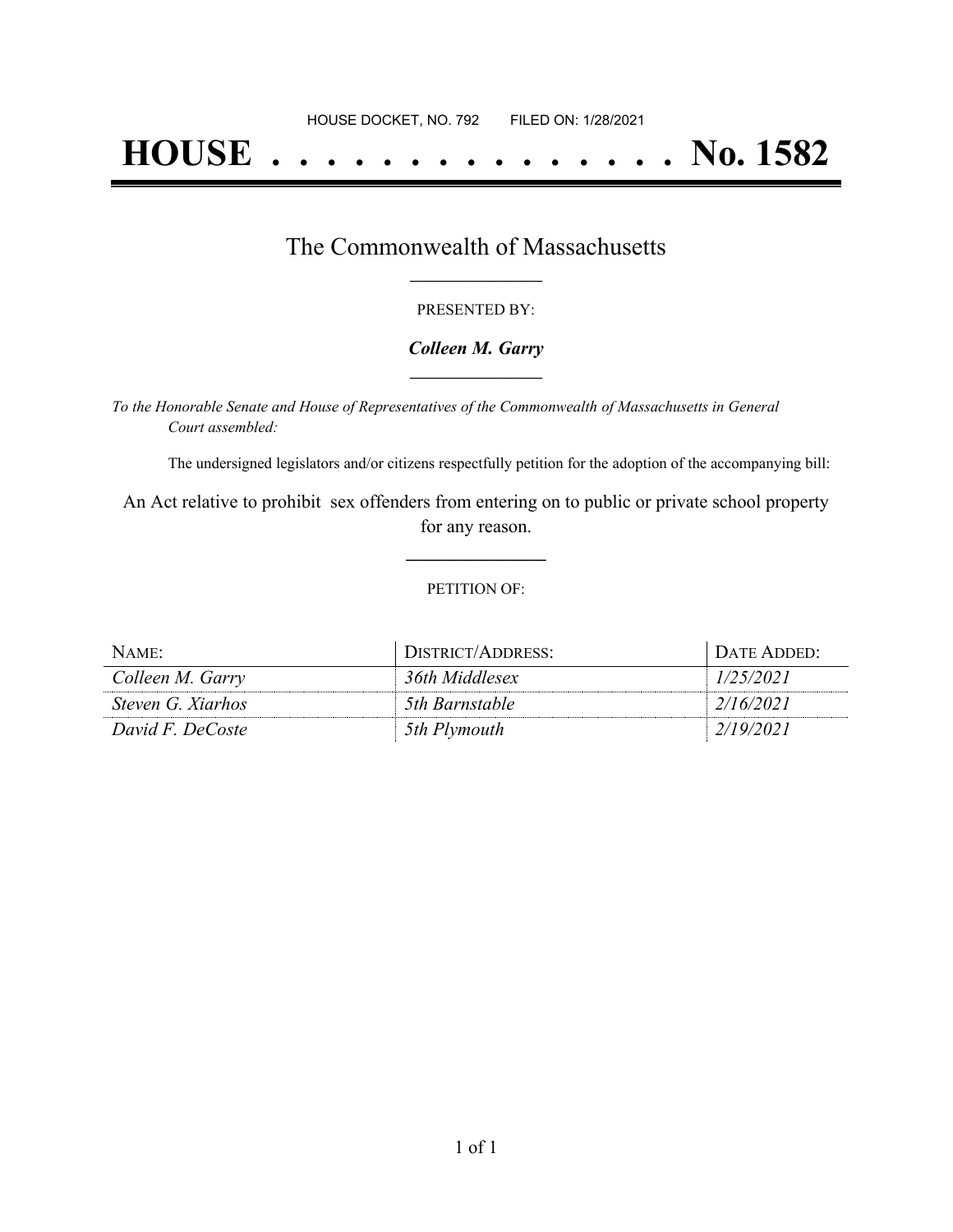HOUSE DOCKET, NO. 792 FILED ON: 1/28/2021

# HOUSE . . . . . . . . . . . . . . . No. 1582

## The Commonwealth of Massachusetts

PRESENTED BY:

***Colleen M. Garry***

*To the Honorable Senate and House of Representatives of the Commonwealth of Massachusetts in General Court assembled:*

The undersigned legislators and/or citizens respectfully petition for the adoption of the accompanying bill:

An Act relative to prohibit sex offenders from entering on to public or private school property for any reason.

PETITION OF:

| NAME: | DISTRICT/ADDRESS: | DATE ADDED: |
|---|---|---|
| *Colleen M. Garry* | *36th Middlesex* | *1/25/2021* |
| *Steven G. Xiarhos* | *5th Barnstable* | *2/16/2021* |
| *David F. DeCoste* | *5th Plymouth* | *2/19/2021* |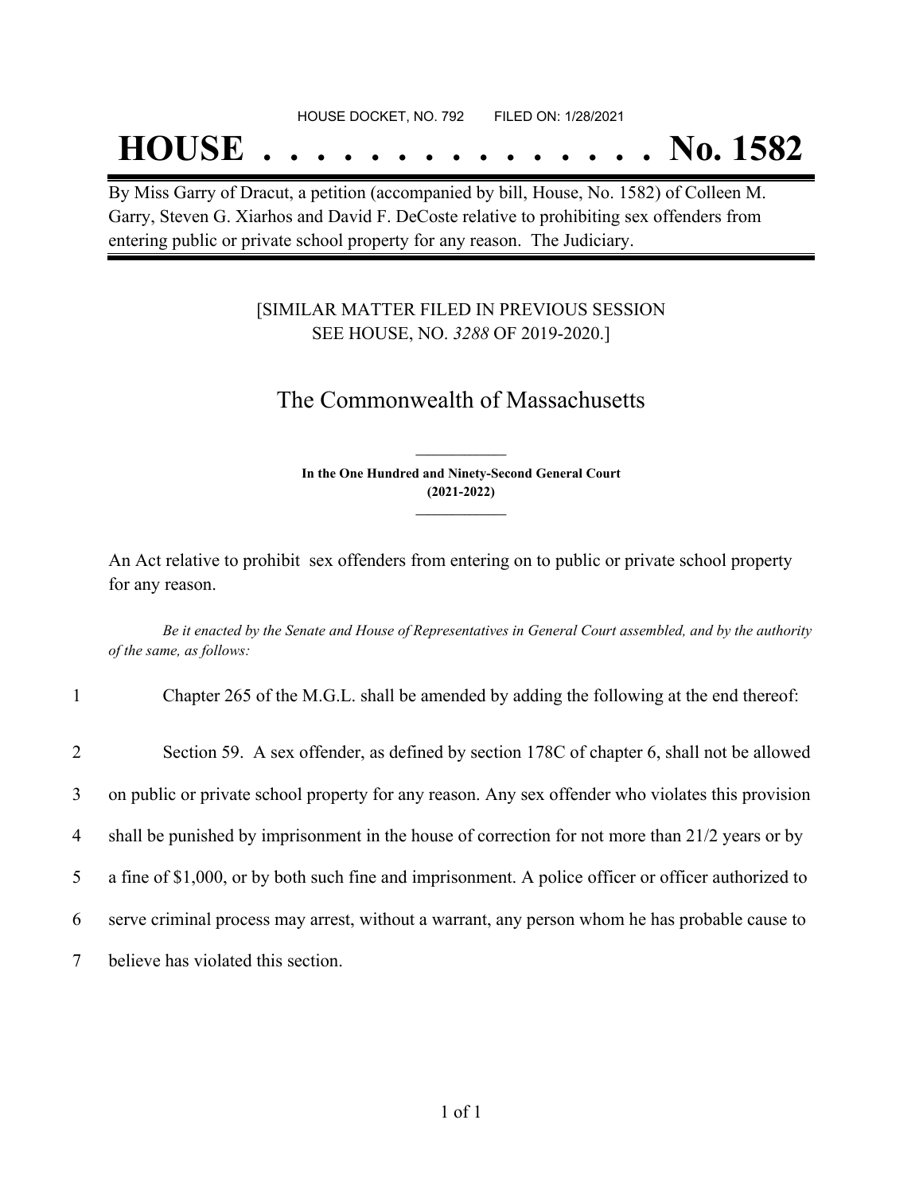HOUSE DOCKET, NO. 792        FILED ON: 1/28/2021

# HOUSE . . . . . . . . . . . . . . . No. 1582

By Miss Garry of Dracut, a petition (accompanied by bill, House, No. 1582) of Colleen M. Garry, Steven G. Xiarhos and David F. DeCoste relative to prohibiting sex offenders from entering public or private school property for any reason. The Judiciary.

[SIMILAR MATTER FILED IN PREVIOUS SESSION SEE HOUSE, NO. *3288* OF 2019-2020.]

## The Commonwealth of Massachusetts

**In the One Hundred and Ninety-Second General Court (2021-2022)**

An Act relative to prohibit sex offenders from entering on to public or private school property for any reason.

*Be it enacted by the Senate and House of Representatives in General Court assembled, and by the authority of the same, as follows:*

1 Chapter 265 of the M.G.L. shall be amended by adding the following at the end thereof:

2 Section 59. A sex offender, as defined by section 178C of chapter 6, shall not be allowed
3 on public or private school property for any reason. Any sex offender who violates this provision
4 shall be punished by imprisonment in the house of correction for not more than 21/2 years or by
5 a fine of $1,000, or by both such fine and imprisonment. A police officer or officer authorized to
6 serve criminal process may arrest, without a warrant, any person whom he has probable cause to
7 believe has violated this section.